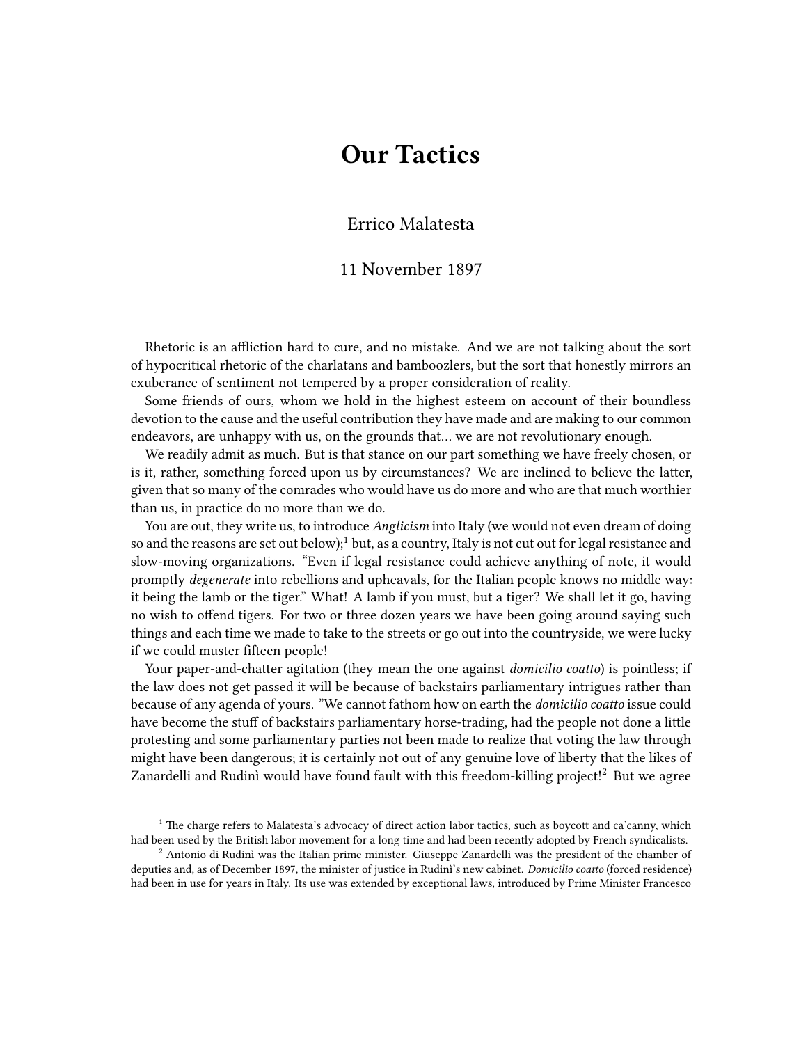# Our Tactics

Errico Malatesta

11 November 1897

Rhetoric is an affliction hard to cure, and no mistake. And we are not talking about the sort of hypocritical rhetoric of the charlatans and bamboozlers, but the sort that honestly mirrors an exuberance of sentiment not tempered by a proper consideration of reality.

Some friends of ours, whom we hold in the highest esteem on account of their boundless devotion to the cause and the useful contribution they have made and are making to our common endeavors, are unhappy with us, on the grounds that… we are not revolutionary enough.

We readily admit as much. But is that stance on our part something we have freely chosen, or is it, rather, something forced upon us by circumstances? We are inclined to believe the latter, given that so many of the comrades who would have us do more and who are that much worthier than us, in practice do no more than we do.

You are out, they write us, to introduce *Anglicism* into Italy (we would not even dream of doing so and the reasons are set out below);[1] but, as a country, Italy is not cut out for legal resistance and slow-moving organizations. "Even if legal resistance could achieve anything of note, it would promptly *degenerate* into rebellions and upheavals, for the Italian people knows no middle way: it being the lamb or the tiger." What! A lamb if you must, but a tiger? We shall let it go, having no wish to offend tigers. For two or three dozen years we have been going around saying such things and each time we made to take to the streets or go out into the countryside, we were lucky if we could muster fifteen people!

Your paper-and-chatter agitation (they mean the one against *domicilio coatto*) is pointless; if the law does not get passed it will be because of backstairs parliamentary intrigues rather than because of any agenda of yours. "We cannot fathom how on earth the *domicilio coatto* issue could have become the stuff of backstairs parliamentary horse-trading, had the people not done a little protesting and some parliamentary parties not been made to realize that voting the law through might have been dangerous; it is certainly not out of any genuine love of liberty that the likes of Zanardelli and Rudinì would have found fault with this freedom-killing project![2] But we agree

[1] The charge refers to Malatesta's advocacy of direct action labor tactics, such as boycott and ca'canny, which had been used by the British labor movement for a long time and had been recently adopted by French syndicalists.

[2] Antonio di Rudinì was the Italian prime minister. Giuseppe Zanardelli was the president of the chamber of deputies and, as of December 1897, the minister of justice in Rudinì's new cabinet. *Domicilio coatto* (forced residence) had been in use for years in Italy. Its use was extended by exceptional laws, introduced by Prime Minister Francesco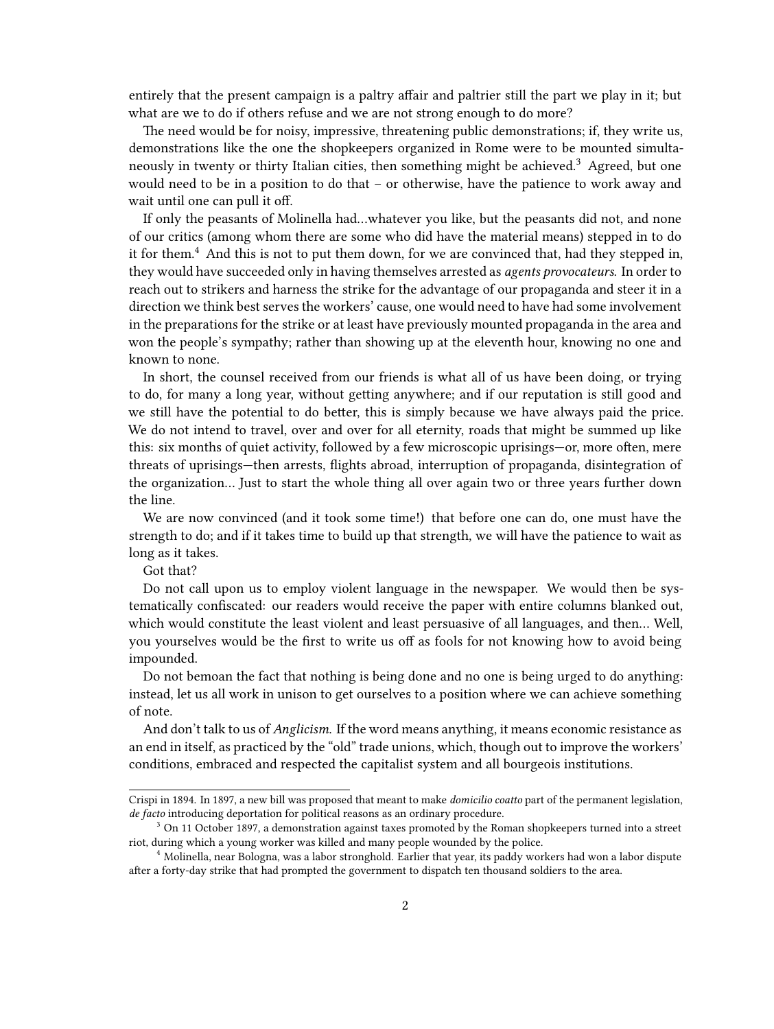entirely that the present campaign is a paltry affair and paltrier still the part we play in it; but what are we to do if others refuse and we are not strong enough to do more?

The need would be for noisy, impressive, threatening public demonstrations; if, they write us, demonstrations like the one the shopkeepers organized in Rome were to be mounted simultaneously in twenty or thirty Italian cities, then something might be achieved.[3] Agreed, but one would need to be in a position to do that – or otherwise, have the patience to work away and wait until one can pull it off.

If only the peasants of Molinella had…whatever you like, but the peasants did not, and none of our critics (among whom there are some who did have the material means) stepped in to do it for them.[4] And this is not to put them down, for we are convinced that, had they stepped in, they would have succeeded only in having themselves arrested as *agents provocateurs*. In order to reach out to strikers and harness the strike for the advantage of our propaganda and steer it in a direction we think best serves the workers' cause, one would need to have had some involvement in the preparations for the strike or at least have previously mounted propaganda in the area and won the people's sympathy; rather than showing up at the eleventh hour, knowing no one and known to none.

In short, the counsel received from our friends is what all of us have been doing, or trying to do, for many a long year, without getting anywhere; and if our reputation is still good and we still have the potential to do better, this is simply because we have always paid the price. We do not intend to travel, over and over for all eternity, roads that might be summed up like this: six months of quiet activity, followed by a few microscopic uprisings—or, more often, mere threats of uprisings—then arrests, flights abroad, interruption of propaganda, disintegration of the organization… Just to start the whole thing all over again two or three years further down the line.

We are now convinced (and it took some time!) that before one can do, one must have the strength to do; and if it takes time to build up that strength, we will have the patience to wait as long as it takes.

Got that?

Do not call upon us to employ violent language in the newspaper. We would then be systematically confiscated: our readers would receive the paper with entire columns blanked out, which would constitute the least violent and least persuasive of all languages, and then… Well, you yourselves would be the first to write us off as fools for not knowing how to avoid being impounded.

Do not bemoan the fact that nothing is being done and no one is being urged to do anything: instead, let us all work in unison to get ourselves to a position where we can achieve something of note.

And don't talk to us of *Anglicism*. If the word means anything, it means economic resistance as an end in itself, as practiced by the "old" trade unions, which, though out to improve the workers' conditions, embraced and respected the capitalist system and all bourgeois institutions.

---

Crispi in 1894. In 1897, a new bill was proposed that meant to make *domicilio coatto* part of the permanent legislation, *de facto* introducing deportation for political reasons as an ordinary procedure.

[3] On 11 October 1897, a demonstration against taxes promoted by the Roman shopkeepers turned into a street riot, during which a young worker was killed and many people wounded by the police.

[4] Molinella, near Bologna, was a labor stronghold. Earlier that year, its paddy workers had won a labor dispute after a forty-day strike that had prompted the government to dispatch ten thousand soldiers to the area.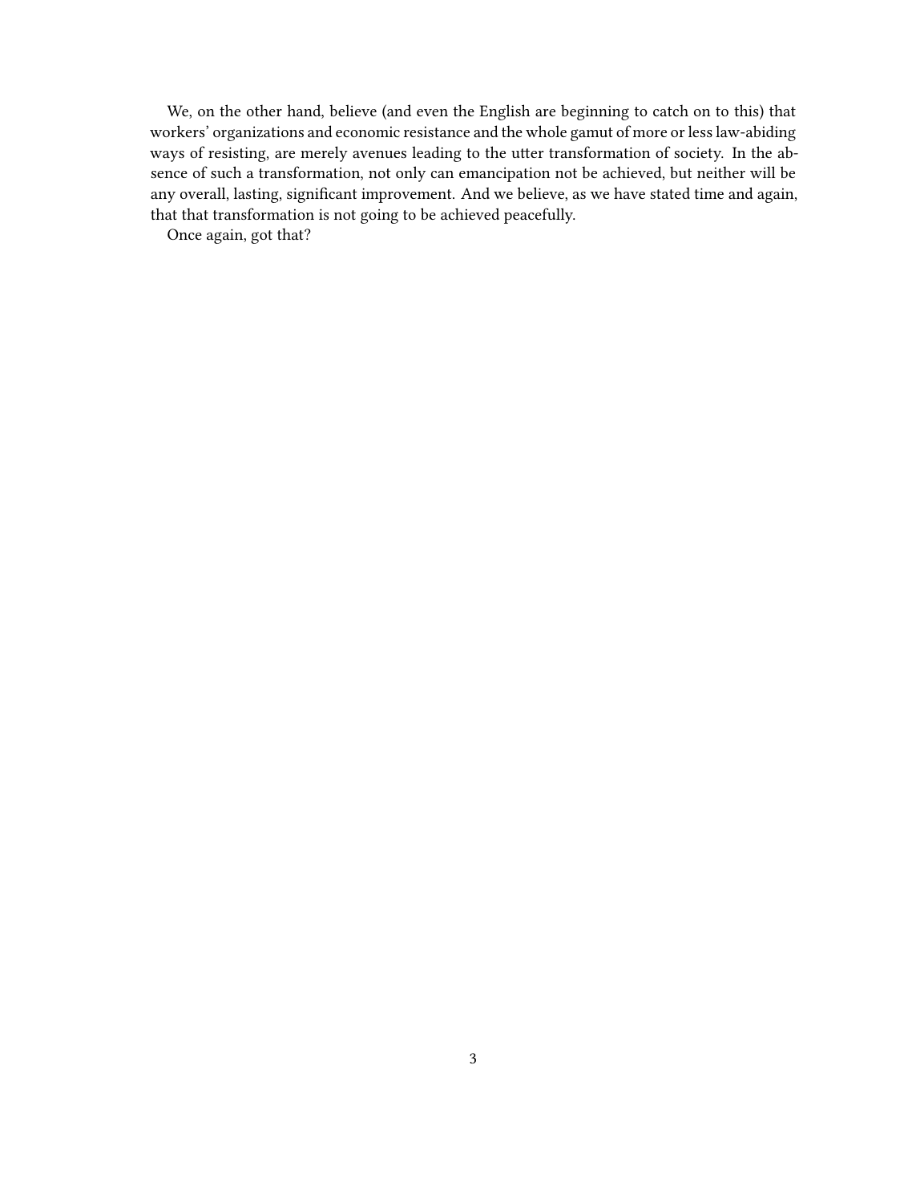We, on the other hand, believe (and even the English are beginning to catch on to this) that workers' organizations and economic resistance and the whole gamut of more or less law-abiding ways of resisting, are merely avenues leading to the utter transformation of society. In the absence of such a transformation, not only can emancipation not be achieved, but neither will be any overall, lasting, significant improvement. And we believe, as we have stated time and again, that that transformation is not going to be achieved peacefully.

Once again, got that?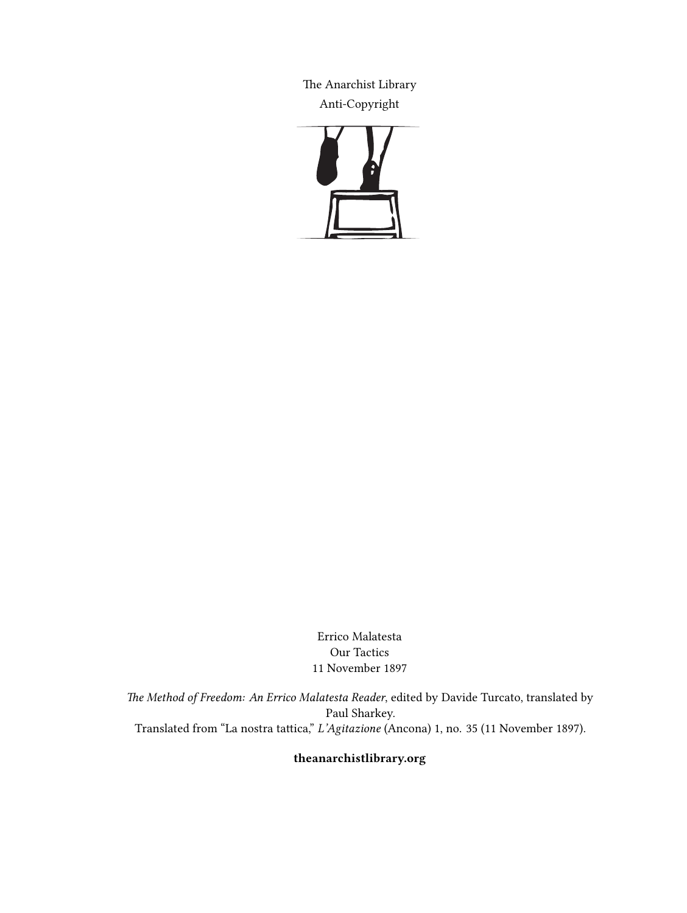The Anarchist Library
Anti-Copyright

Errico Malatesta
Our Tactics
11 November 1897

*The Method of Freedom: An Errico Malatesta Reader*, edited by Davide Turcato, translated by Paul Sharkey.
Translated from "La nostra tattica," *L'Agitazione* (Ancona) 1, no. 35 (11 November 1897).

**theanarchistlibrary.org**